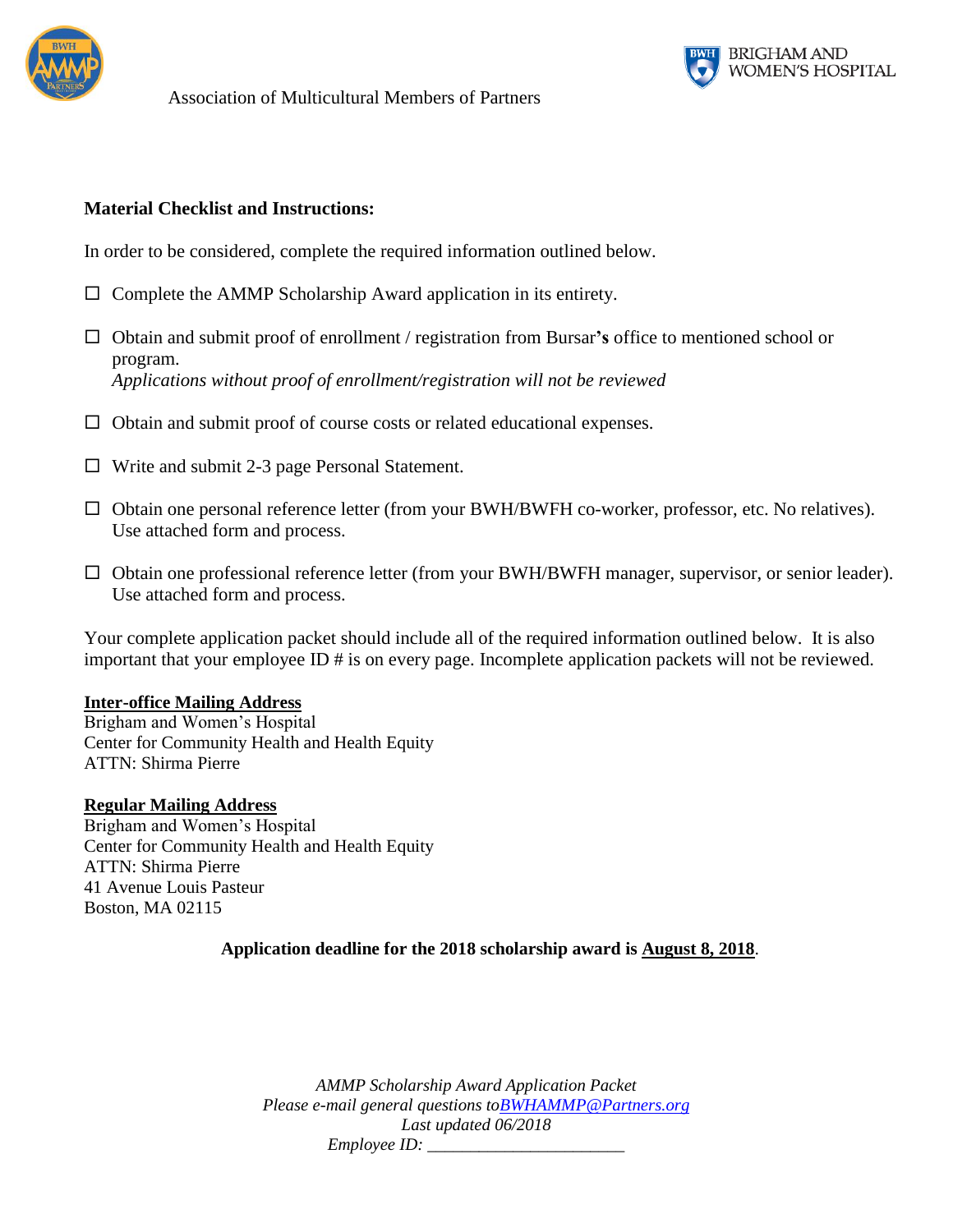Association of Multicultural Members of Partners

BRIGHAM AND WOMEN'S HOSPITAL

**Material Checklist and Instructions:**

In order to be considered, complete the required information outlined below.

- ☐ Complete the AMMP Scholarship Award application in its entirety.
- ☐ Obtain and submit proof of enrollment / registration from Bursar**'s** office to mentioned school or program.
  *Applications without proof of enrollment/registration will not be reviewed*
- ☐ Obtain and submit proof of course costs or related educational expenses.
- ☐ Write and submit 2-3 page Personal Statement.
- ☐ Obtain one personal reference letter (from your BWH/BWFH co-worker, professor, etc. No relatives). Use attached form and process.
- ☐ Obtain one professional reference letter (from your BWH/BWFH manager, supervisor, or senior leader). Use attached form and process.

Your complete application packet should include all of the required information outlined below. It is also important that your employee ID # is on every page. Incomplete application packets will not be reviewed.

**Inter-office Mailing Address**
Brigham and Women's Hospital
Center for Community Health and Health Equity
ATTN: Shirma Pierre

**Regular Mailing Address**
Brigham and Women's Hospital
Center for Community Health and Health Equity
ATTN: Shirma Pierre
41 Avenue Louis Pasteur
Boston, MA 02115

**Application deadline for the 2018 scholarship award is August 8, 2018**.

*AMMP Scholarship Award Application Packet*
*Please e-mail general questions to BWHAMMP@Partners.org*
*Last updated 06/2018*
*Employee ID: \_\_\_\_\_\_\_\_\_\_\_\_\_\_\_\_\_\_\_\_\_\_\_*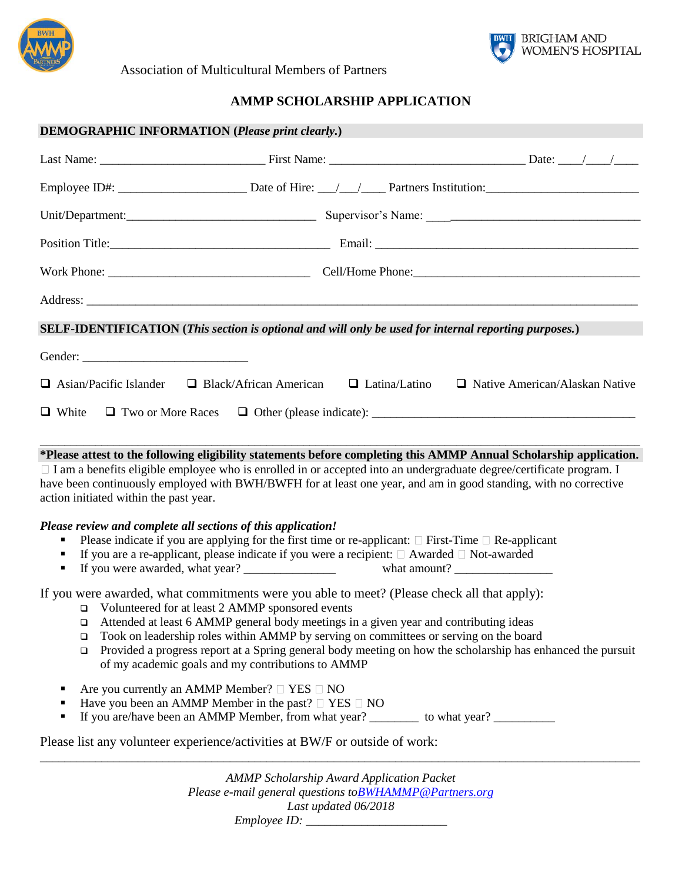Association of Multicultural Members of Partners

BRIGHAM AND WOMEN'S HOSPITAL

# AMMP SCHOLARSHIP APPLICATION

**DEMOGRAPHIC INFORMATION (*Please print clearly.*)**

Last Name: ___________________________ First Name: ________________________________ Date: ____/____/____

Employee ID#: _____________________ Date of Hire: ___/___/____ Partners Institution:________________________

Unit/Department:_______________________________ Supervisor's Name: ____________________________________

Position Title:_____________________________________ Email: ____________________________________________

Work Phone: _________________________________ Cell/Home Phone:_____________________________________

Address: __________________________________________________________________________________________

**SELF-IDENTIFICATION (*This section is optional and will only be used for internal reporting purposes.*)**

Gender: ___________________________

❑ Asian/Pacific Islander ❑ Black/African American ❑ Latina/Latino ❑ Native American/Alaskan Native

❑ White ❑ Two or More Races ❑ Other (please indicate): ___________________________________________

---

**\*Please attest to the following eligibility statements before completing this AMMP Annual Scholarship application.**

☐ I am a benefits eligible employee who is enrolled in or accepted into an undergraduate degree/certificate program. I have been continuously employed with BWH/BWFH for at least one year, and am in good standing, with no corrective action initiated within the past year.

***Please review and complete all sections of this application!***

- Please indicate if you are applying for the first time or re-applicant: ☐ First-Time ☐ Re-applicant
- If you are a re-applicant, please indicate if you were a recipient: ☐ Awarded ☐ Not-awarded
- If you were awarded, what year? _______________ what amount? ________________

If you were awarded, what commitments were you able to meet? (Please check all that apply):

- ❑ Volunteered for at least 2 AMMP sponsored events
- ❑ Attended at least 6 AMMP general body meetings in a given year and contributing ideas
- ❑ Took on leadership roles within AMMP by serving on committees or serving on the board
- ❑ Provided a progress report at a Spring general body meeting on how the scholarship has enhanced the pursuit of my academic goals and my contributions to AMMP

- Are you currently an AMMP Member? ☐ YES ☐ NO
- Have you been an AMMP Member in the past? ☐ YES ☐ NO
- If you are/have been an AMMP Member, from what year? ________ to what year? __________

Please list any volunteer experience/activities at BW/F or outside of work:

___________________________________________________________________________________________

*AMMP Scholarship Award Application Packet*
*Please e-mail general questions to BWHAMMP@Partners.org*
*Last updated 06/2018*
*Employee ID:* _______________________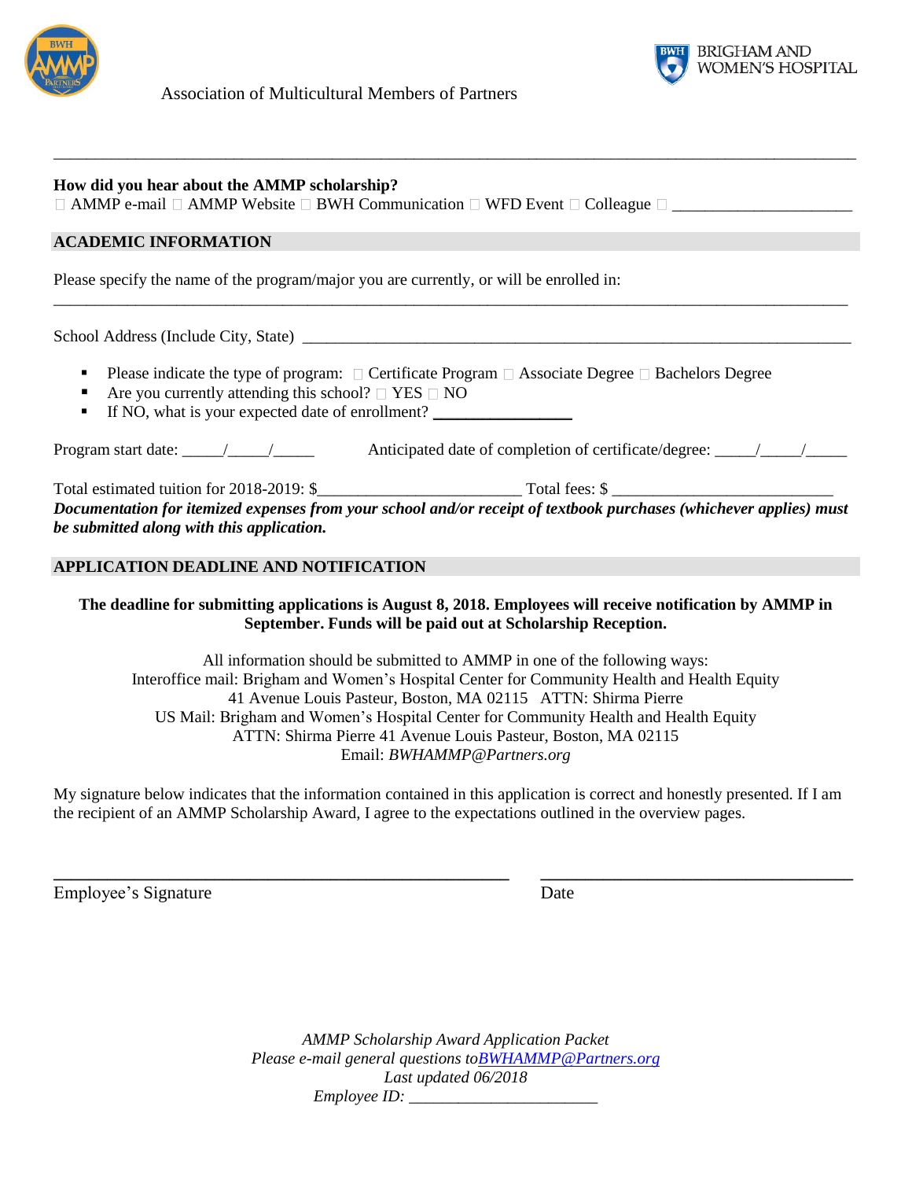Association of Multicultural Members of Partners

BRIGHAM AND WOMEN'S HOSPITAL

---

**How did you hear about the AMMP scholarship?**

☐ AMMP e-mail ☐ AMMP Website ☐ BWH Communication ☐ WFD Event ☐ Colleague ☐ ______________________

## ACADEMIC INFORMATION

Please specify the name of the program/major you are currently, or will be enrolled in:

______________________________________________________________________________________________

School Address (Include City, State) ______________________________________________________________

- Please indicate the type of program: ☐ Certificate Program ☐ Associate Degree ☐ Bachelors Degree
- Are you currently attending this school? ☐ YES ☐ NO
- If NO, what is your expected date of enrollment? _________________

Program start date: _____/_____/_____ Anticipated date of completion of certificate/degree: _____/_____/_____

Total estimated tuition for 2018-2019: $________________________ Total fees: $ __________________________

***Documentation for itemized expenses from your school and/or receipt of textbook purchases (whichever applies) must be submitted along with this application.***

## APPLICATION DEADLINE AND NOTIFICATION

**The deadline for submitting applications is August 8, 2018. Employees will receive notification by AMMP in September. Funds will be paid out at Scholarship Reception.**

All information should be submitted to AMMP in one of the following ways:
Interoffice mail: Brigham and Women's Hospital Center for Community Health and Health Equity
41 Avenue Louis Pasteur, Boston, MA 02115 ATTN: Shirma Pierre
US Mail: Brigham and Women's Hospital Center for Community Health and Health Equity
ATTN: Shirma Pierre 41 Avenue Louis Pasteur, Boston, MA 02115
Email: *BWHAMMP@Partners.org*

My signature below indicates that the information contained in this application is correct and honestly presented. If I am the recipient of an AMMP Scholarship Award, I agree to the expectations outlined in the overview pages.

_______________________________________________ ________________________________

Employee's Signature Date

*AMMP Scholarship Award Application Packet*
*Please e-mail general questions to BWHAMMP@Partners.org*
*Last updated 06/2018*
*Employee ID:* _______________________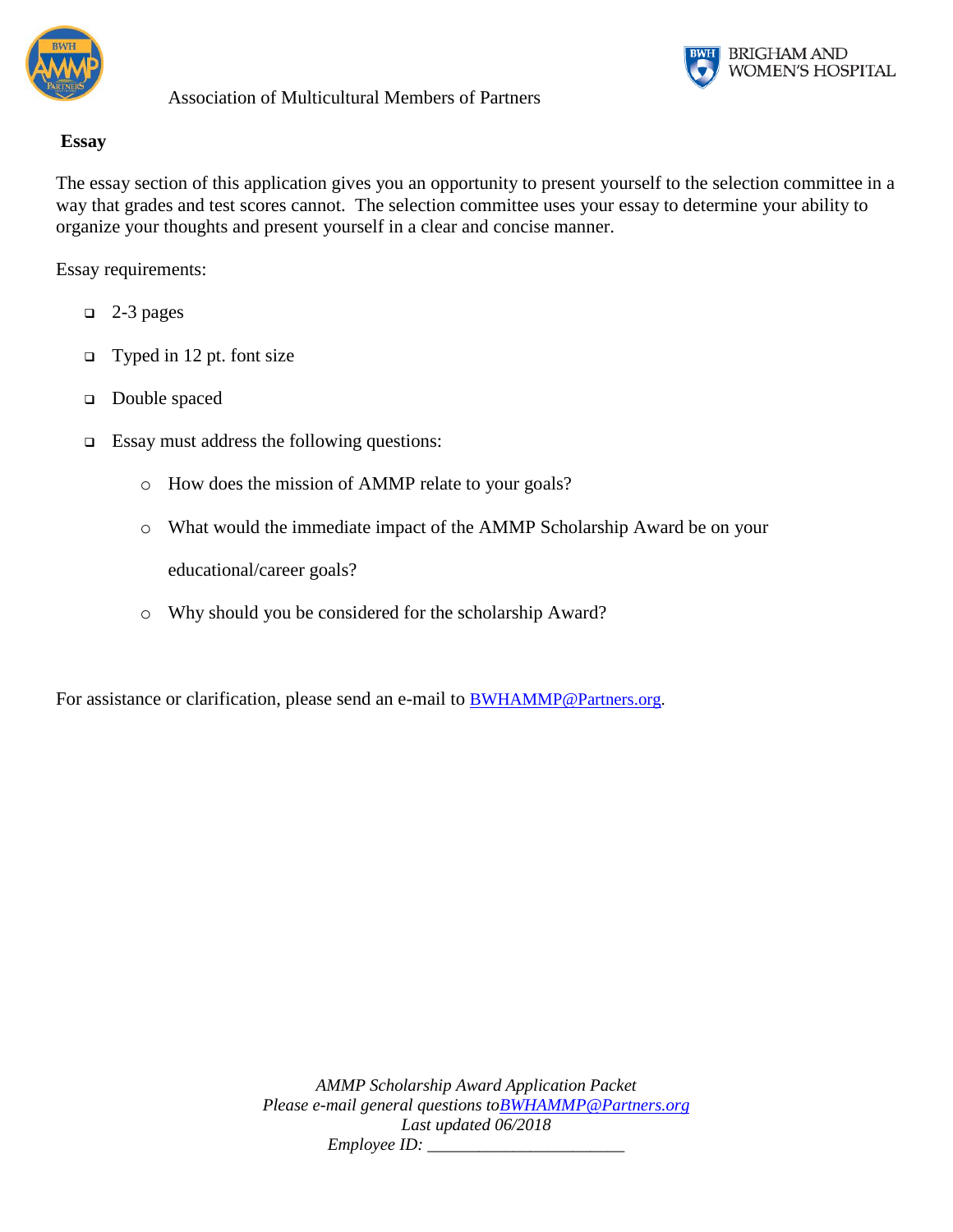Association of Multicultural Members of Partners

**Essay**

The essay section of this application gives you an opportunity to present yourself to the selection committee in a way that grades and test scores cannot. The selection committee uses your essay to determine your ability to organize your thoughts and present yourself in a clear and concise manner.

Essay requirements:

- 2-3 pages
- Typed in 12 pt. font size
- Double spaced
- Essay must address the following questions:
  - How does the mission of AMMP relate to your goals?
  - What would the immediate impact of the AMMP Scholarship Award be on your educational/career goals?
  - Why should you be considered for the scholarship Award?

For assistance or clarification, please send an e-mail to BWHAMMP@Partners.org.

*AMMP Scholarship Award Application Packet*
*Please e-mail general questions to BWHAMMP@Partners.org*
*Last updated 06/2018*
*Employee ID:* _______________________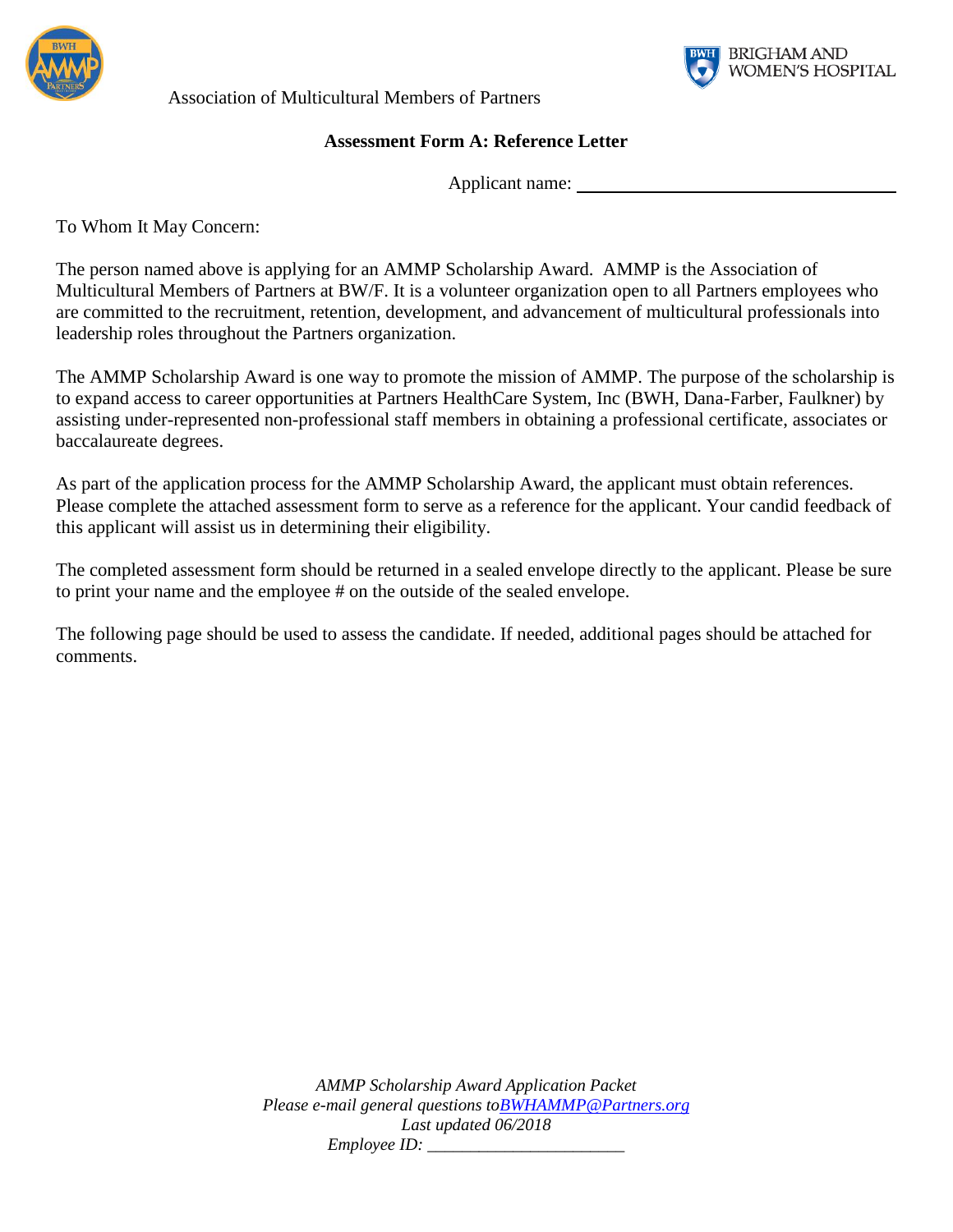Association of Multicultural Members of Partners

BRIGHAM AND WOMEN'S HOSPITAL

## Assessment Form A: Reference Letter

Applicant name: ________________________________

To Whom It May Concern:

The person named above is applying for an AMMP Scholarship Award. AMMP is the Association of Multicultural Members of Partners at BW/F. It is a volunteer organization open to all Partners employees who are committed to the recruitment, retention, development, and advancement of multicultural professionals into leadership roles throughout the Partners organization.

The AMMP Scholarship Award is one way to promote the mission of AMMP. The purpose of the scholarship is to expand access to career opportunities at Partners HealthCare System, Inc (BWH, Dana-Farber, Faulkner) by assisting under-represented non-professional staff members in obtaining a professional certificate, associates or baccalaureate degrees.

As part of the application process for the AMMP Scholarship Award, the applicant must obtain references. Please complete the attached assessment form to serve as a reference for the applicant. Your candid feedback of this applicant will assist us in determining their eligibility.

The completed assessment form should be returned in a sealed envelope directly to the applicant. Please be sure to print your name and the employee # on the outside of the sealed envelope.

The following page should be used to assess the candidate. If needed, additional pages should be attached for comments.

*AMMP Scholarship Award Application Packet*
*Please e-mail general questions to BWHAMMP@Partners.org*
*Last updated 06/2018*
*Employee ID: _______________________*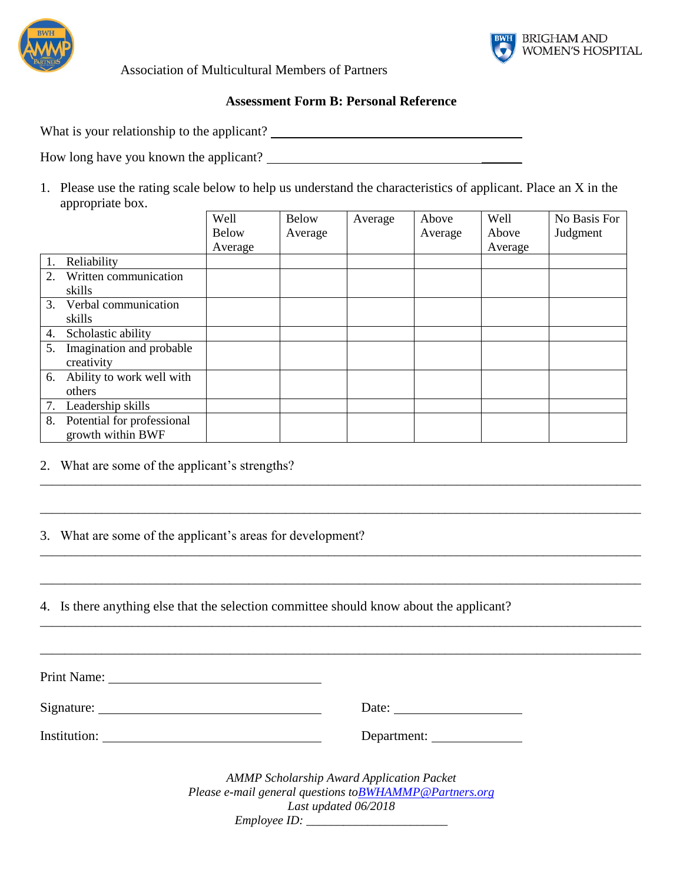Association of Multicultural Members of Partners

BRIGHAM AND WOMEN'S HOSPITAL

**Assessment Form B: Personal Reference**

What is your relationship to the applicant? ________________________________________

How long have you known the applicant? ________________________________________

1. Please use the rating scale below to help us understand the characteristics of applicant. Place an X in the appropriate box.

| | Well Below Average | Below Average | Average | Above Average | Well Above Average | No Basis For Judgment |
|---|---|---|---|---|---|---|
| 1. Reliability | | | | | | |
| 2. Written communication skills | | | | | | |
| 3. Verbal communication skills | | | | | | |
| 4. Scholastic ability | | | | | | |
| 5. Imagination and probable creativity | | | | | | |
| 6. Ability to work well with others | | | | | | |
| 7. Leadership skills | | | | | | |
| 8. Potential for professional growth within BWF | | | | | | |

2. What are some of the applicant's strengths?

_____________________________________________________________________________________

_____________________________________________________________________________________

3. What are some of the applicant's areas for development?

_____________________________________________________________________________________

_____________________________________________________________________________________

4. Is there anything else that the selection committee should know about the applicant?

_____________________________________________________________________________________

_____________________________________________________________________________________

Print Name: ______________________________

Signature: ______________________________ Date: ____________________

Institution: ______________________________ Department: ____________________

*AMMP Scholarship Award Application Packet*
*Please e-mail general questions to BWHAMMP@Partners.org*
*Last updated 06/2018*
*Employee ID:* ______________________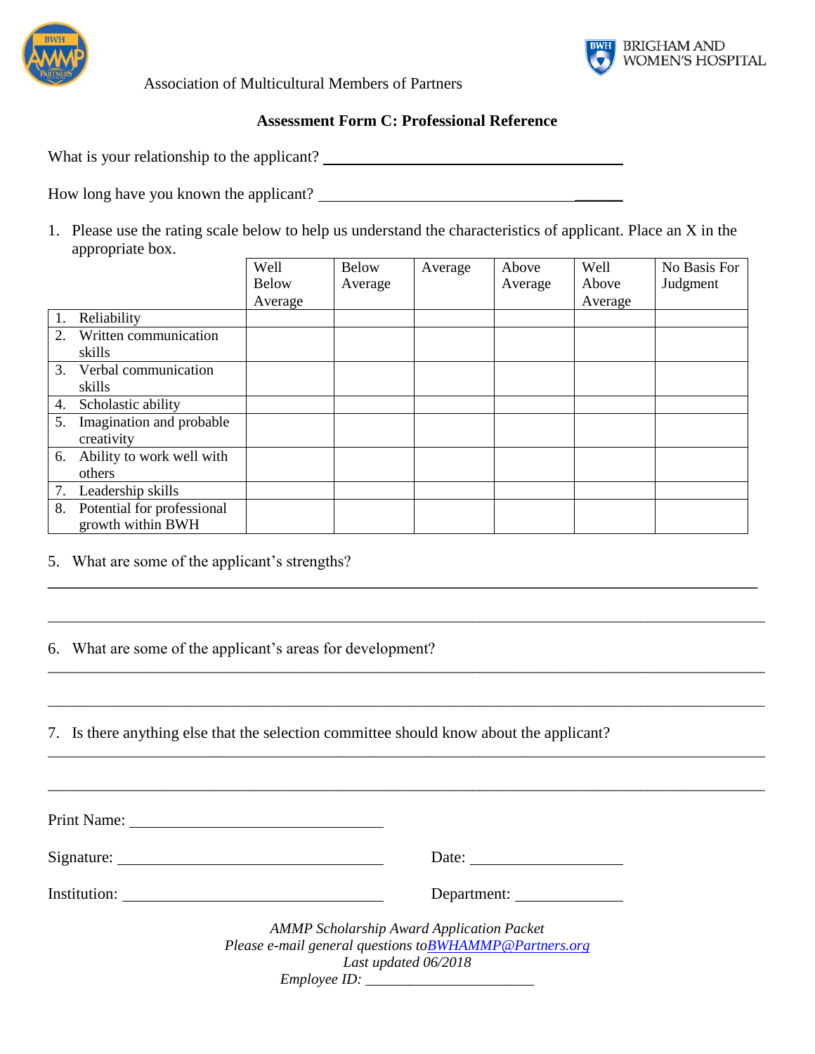Association of Multicultural Members of Partners

BRIGHAM AND WOMEN'S HOSPITAL

**Assessment Form C: Professional Reference**

What is your relationship to the applicant? ______________________________

How long have you known the applicant? ______________________________

1. Please use the rating scale below to help us understand the characteristics of applicant. Place an X in the appropriate box.

| | Well Below Average | Below Average | Average | Above Average | Well Above Average | No Basis For Judgment |
|---|---|---|---|---|---|---|
| 1. Reliability | | | | | | |
| 2. Written communication skills | | | | | | |
| 3. Verbal communication skills | | | | | | |
| 4. Scholastic ability | | | | | | |
| 5. Imagination and probable creativity | | | | | | |
| 6. Ability to work well with others | | | | | | |
| 7. Leadership skills | | | | | | |
| 8. Potential for professional growth within BWH | | | | | | |

5. What are some of the applicant's strengths?

______________________________________________________________________

______________________________________________________________________

6. What are some of the applicant's areas for development?

______________________________________________________________________

______________________________________________________________________

7. Is there anything else that the selection committee should know about the applicant?

______________________________________________________________________

______________________________________________________________________

Print Name: ______________________________

Signature: ______________________________ Date: ____________________

Institution: ______________________________ Department: ______________

*AMMP Scholarship Award Application Packet*

*Please e-mail general questions to BWHAMMP@Partners.org*

*Last updated 06/2018*

*Employee ID:* ______________________